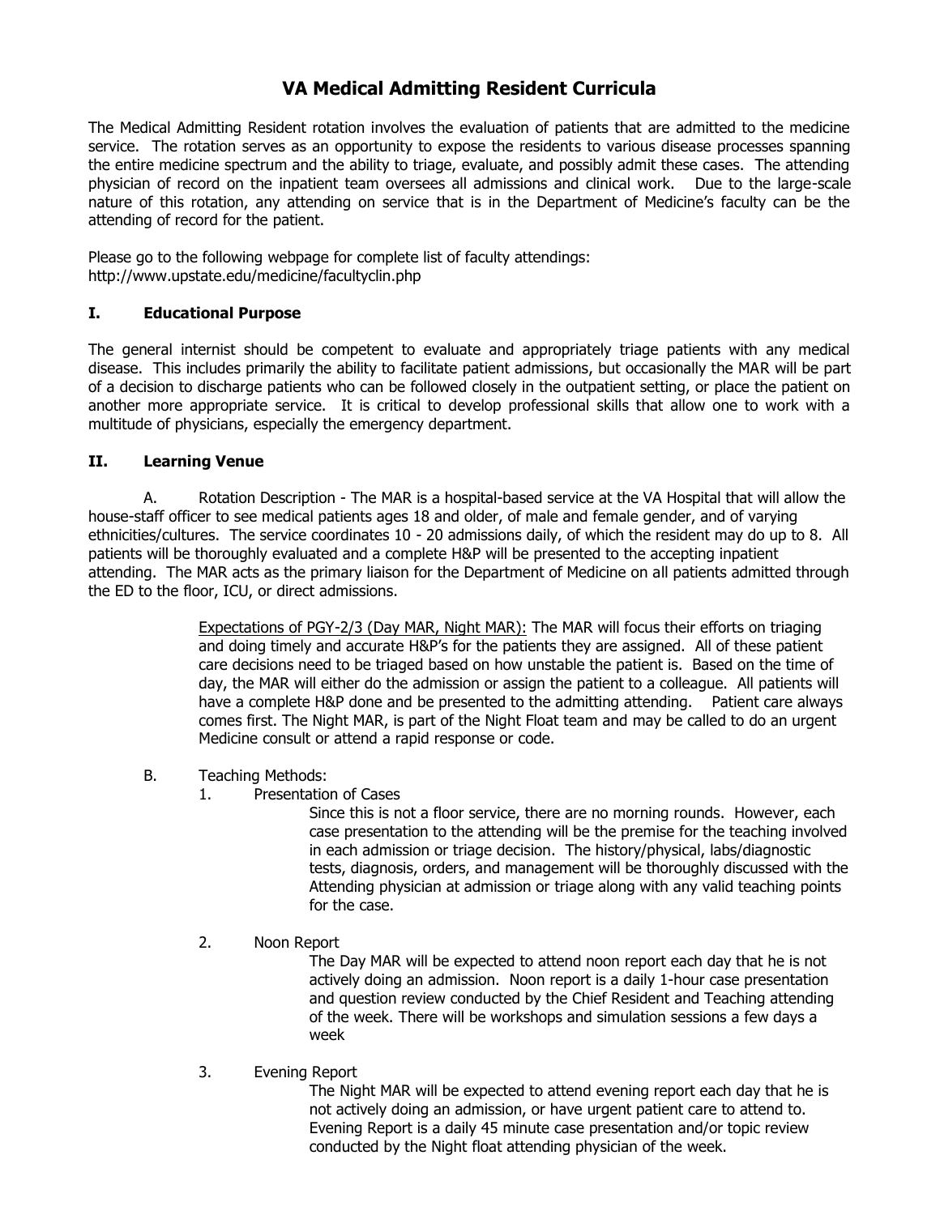# VA Medical Admitting Resident Curricula

The Medical Admitting Resident rotation involves the evaluation of patients that are admitted to the medicine service. The rotation serves as an opportunity to expose the residents to various disease processes spanning the entire medicine spectrum and the ability to triage, evaluate, and possibly admit these cases. The attending physician of record on the inpatient team oversees all admissions and clinical work. Due to the large-scale nature of this rotation, any attending on service that is in the Department of Medicine's faculty can be the attending of record for the patient.

Please go to the following webpage for complete list of faculty attendings:
http://www.upstate.edu/medicine/facultyclin.php

## I. Educational Purpose

The general internist should be competent to evaluate and appropriately triage patients with any medical disease. This includes primarily the ability to facilitate patient admissions, but occasionally the MAR will be part of a decision to discharge patients who can be followed closely in the outpatient setting, or place the patient on another more appropriate service. It is critical to develop professional skills that allow one to work with a multitude of physicians, especially the emergency department.

## II. Learning Venue

A. Rotation Description - The MAR is a hospital-based service at the VA Hospital that will allow the house-staff officer to see medical patients ages 18 and older, of male and female gender, and of varying ethnicities/cultures. The service coordinates 10 - 20 admissions daily, of which the resident may do up to 8. All patients will be thoroughly evaluated and a complete H&P will be presented to the accepting inpatient attending. The MAR acts as the primary liaison for the Department of Medicine on all patients admitted through the ED to the floor, ICU, or direct admissions.

<u>Expectations of PGY-2/3 (Day MAR, Night MAR):</u> The MAR will focus their efforts on triaging and doing timely and accurate H&P's for the patients they are assigned. All of these patient care decisions need to be triaged based on how unstable the patient is. Based on the time of day, the MAR will either do the admission or assign the patient to a colleague. All patients will have a complete H&P done and be presented to the admitting attending. Patient care always comes first. The Night MAR, is part of the Night Float team and may be called to do an urgent Medicine consult or attend a rapid response or code.

B. Teaching Methods:

1. Presentation of Cases

   Since this is not a floor service, there are no morning rounds. However, each case presentation to the attending will be the premise for the teaching involved in each admission or triage decision. The history/physical, labs/diagnostic tests, diagnosis, orders, and management will be thoroughly discussed with the Attending physician at admission or triage along with any valid teaching points for the case.

2. Noon Report

   The Day MAR will be expected to attend noon report each day that he is not actively doing an admission. Noon report is a daily 1-hour case presentation and question review conducted by the Chief Resident and Teaching attending of the week. There will be workshops and simulation sessions a few days a week

3. Evening Report

   The Night MAR will be expected to attend evening report each day that he is not actively doing an admission, or have urgent patient care to attend to. Evening Report is a daily 45 minute case presentation and/or topic review conducted by the Night float attending physician of the week.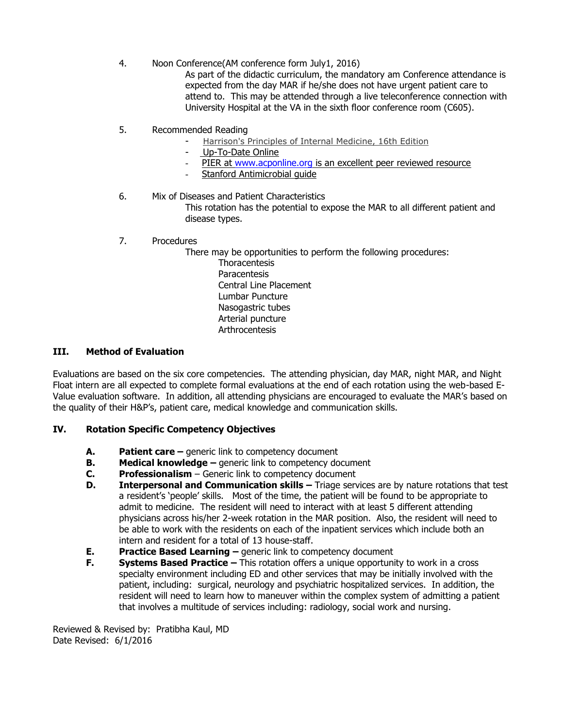4. Noon Conference(AM conference form July1, 2016)

   As part of the didactic curriculum, the mandatory am Conference attendance is expected from the day MAR if he/she does not have urgent patient care to attend to. This may be attended through a live teleconference connection with University Hospital at the VA in the sixth floor conference room (C605).

5. Recommended Reading
   - Harrison's Principles of Internal Medicine, 16th Edition
   - Up-To-Date Online
   - PIER at www.acponline.org is an excellent peer reviewed resource
   - Stanford Antimicrobial guide

6. Mix of Diseases and Patient Characteristics

   This rotation has the potential to expose the MAR to all different patient and disease types.

7. Procedures

   There may be opportunities to perform the following procedures:

   Thoracentesis
   Paracentesis
   Central Line Placement
   Lumbar Puncture
   Nasogastric tubes
   Arterial puncture
   Arthrocentesis

## III. Method of Evaluation

Evaluations are based on the six core competencies. The attending physician, day MAR, night MAR, and Night Float intern are all expected to complete formal evaluations at the end of each rotation using the web-based E-Value evaluation software. In addition, all attending physicians are encouraged to evaluate the MAR's based on the quality of their H&P's, patient care, medical knowledge and communication skills.

## IV. Rotation Specific Competency Objectives

- **A. Patient care –** generic link to competency document
- **B. Medical knowledge –** generic link to competency document
- **C. Professionalism** – Generic link to competency document
- **D. Interpersonal and Communication skills –** Triage services are by nature rotations that test a resident's 'people' skills. Most of the time, the patient will be found to be appropriate to admit to medicine. The resident will need to interact with at least 5 different attending physicians across his/her 2-week rotation in the MAR position. Also, the resident will need to be able to work with the residents on each of the inpatient services which include both an intern and resident for a total of 13 house-staff.
- **E. Practice Based Learning –** generic link to competency document
- **F. Systems Based Practice –** This rotation offers a unique opportunity to work in a cross specialty environment including ED and other services that may be initially involved with the patient, including: surgical, neurology and psychiatric hospitalized services. In addition, the resident will need to learn how to maneuver within the complex system of admitting a patient that involves a multitude of services including: radiology, social work and nursing.

Reviewed & Revised by: Pratibha Kaul, MD
Date Revised: 6/1/2016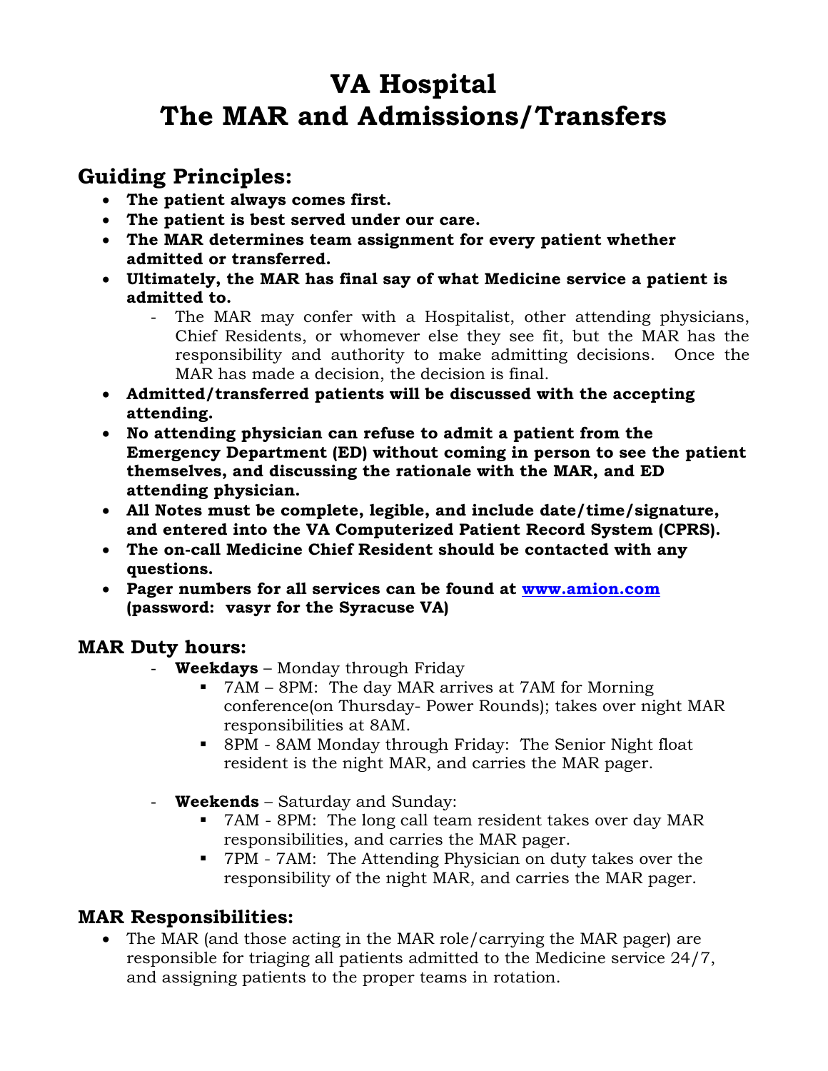# VA Hospital
# The MAR and Admissions/Transfers

## Guiding Principles:

- **The patient always comes first.**
- **The patient is best served under our care.**
- **The MAR determines team assignment for every patient whether admitted or transferred.**
- **Ultimately, the MAR has final say of what Medicine service a patient is admitted to.**
  - The MAR may confer with a Hospitalist, other attending physicians, Chief Residents, or whomever else they see fit, but the MAR has the responsibility and authority to make admitting decisions. Once the MAR has made a decision, the decision is final.
- **Admitted/transferred patients will be discussed with the accepting attending.**
- **No attending physician can refuse to admit a patient from the Emergency Department (ED) without coming in person to see the patient themselves, and discussing the rationale with the MAR, and ED attending physician.**
- **All Notes must be complete, legible, and include date/time/signature, and entered into the VA Computerized Patient Record System (CPRS).**
- **The on-call Medicine Chief Resident should be contacted with any questions.**
- **Pager numbers for all services can be found at [www.amion.com](http://www.amion.com) (password: vasyr for the Syracuse VA)**

## MAR Duty hours:

- **Weekdays** – Monday through Friday
  - 7AM – 8PM: The day MAR arrives at 7AM for Morning conference(on Thursday- Power Rounds); takes over night MAR responsibilities at 8AM.
  - 8PM - 8AM Monday through Friday: The Senior Night float resident is the night MAR, and carries the MAR pager.
- **Weekends** – Saturday and Sunday:
  - 7AM - 8PM: The long call team resident takes over day MAR responsibilities, and carries the MAR pager.
  - 7PM - 7AM: The Attending Physician on duty takes over the responsibility of the night MAR, and carries the MAR pager.

## MAR Responsibilities:

- The MAR (and those acting in the MAR role/carrying the MAR pager) are responsible for triaging all patients admitted to the Medicine service 24/7, and assigning patients to the proper teams in rotation.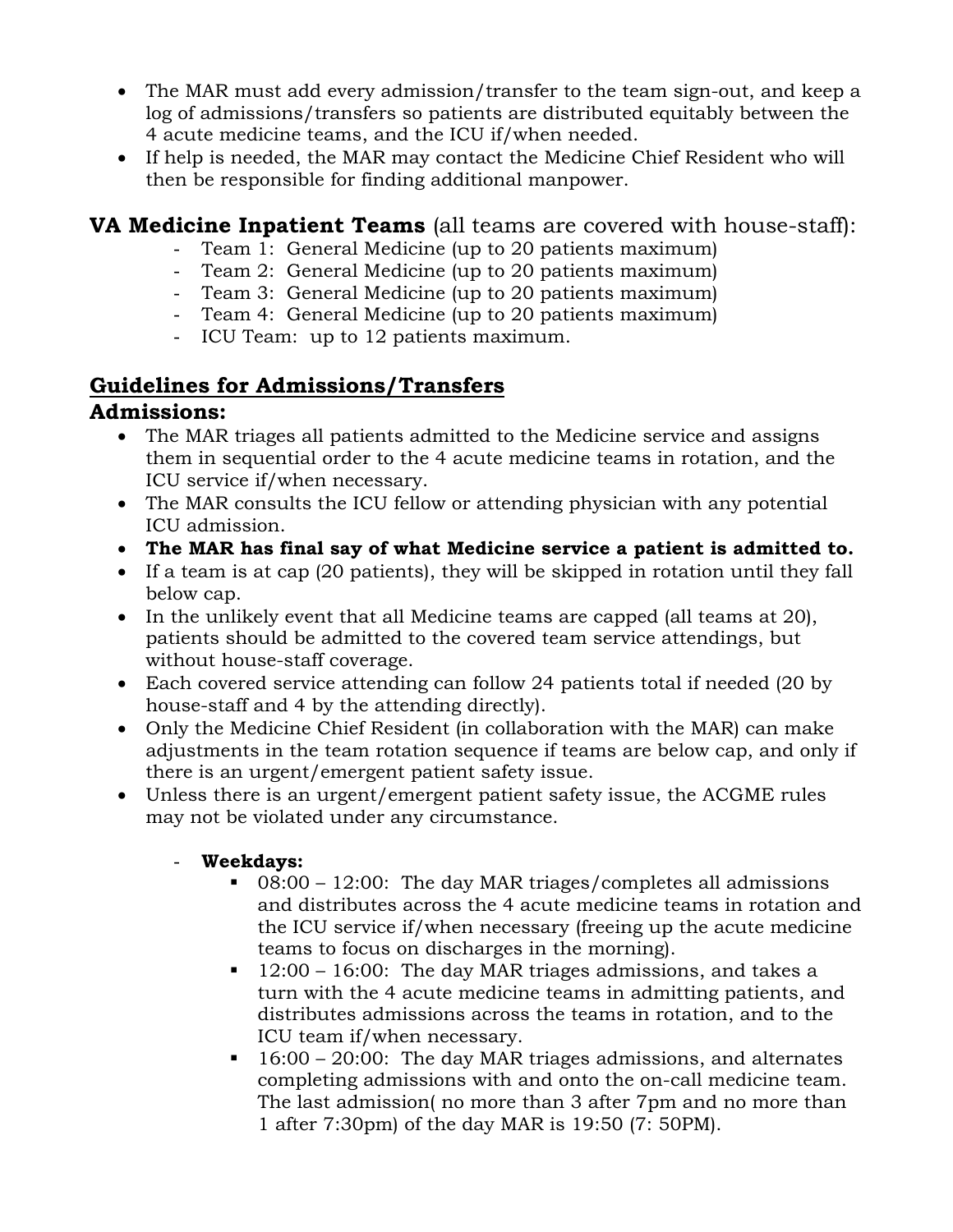- The MAR must add every admission/transfer to the team sign-out, and keep a log of admissions/transfers so patients are distributed equitably between the 4 acute medicine teams, and the ICU if/when needed.
- If help is needed, the MAR may contact the Medicine Chief Resident who will then be responsible for finding additional manpower.

## **VA Medicine Inpatient Teams** (all teams are covered with house-staff):

- Team 1: General Medicine (up to 20 patients maximum)
- Team 2: General Medicine (up to 20 patients maximum)
- Team 3: General Medicine (up to 20 patients maximum)
- Team 4: General Medicine (up to 20 patients maximum)
- ICU Team: up to 12 patients maximum.

## **Guidelines for Admissions/Transfers**

### **Admissions:**

- The MAR triages all patients admitted to the Medicine service and assigns them in sequential order to the 4 acute medicine teams in rotation, and the ICU service if/when necessary.
- The MAR consults the ICU fellow or attending physician with any potential ICU admission.
- **The MAR has final say of what Medicine service a patient is admitted to.**
- If a team is at cap (20 patients), they will be skipped in rotation until they fall below cap.
- In the unlikely event that all Medicine teams are capped (all teams at 20), patients should be admitted to the covered team service attendings, but without house-staff coverage.
- Each covered service attending can follow 24 patients total if needed (20 by house-staff and 4 by the attending directly).
- Only the Medicine Chief Resident (in collaboration with the MAR) can make adjustments in the team rotation sequence if teams are below cap, and only if there is an urgent/emergent patient safety issue.
- Unless there is an urgent/emergent patient safety issue, the ACGME rules may not be violated under any circumstance.

  - **Weekdays:**
    - 08:00 – 12:00: The day MAR triages/completes all admissions and distributes across the 4 acute medicine teams in rotation and the ICU service if/when necessary (freeing up the acute medicine teams to focus on discharges in the morning).
    - 12:00 – 16:00: The day MAR triages admissions, and takes a turn with the 4 acute medicine teams in admitting patients, and distributes admissions across the teams in rotation, and to the ICU team if/when necessary.
    - 16:00 – 20:00: The day MAR triages admissions, and alternates completing admissions with and onto the on-call medicine team. The last admission( no more than 3 after 7pm and no more than 1 after 7:30pm) of the day MAR is 19:50 (7: 50PM).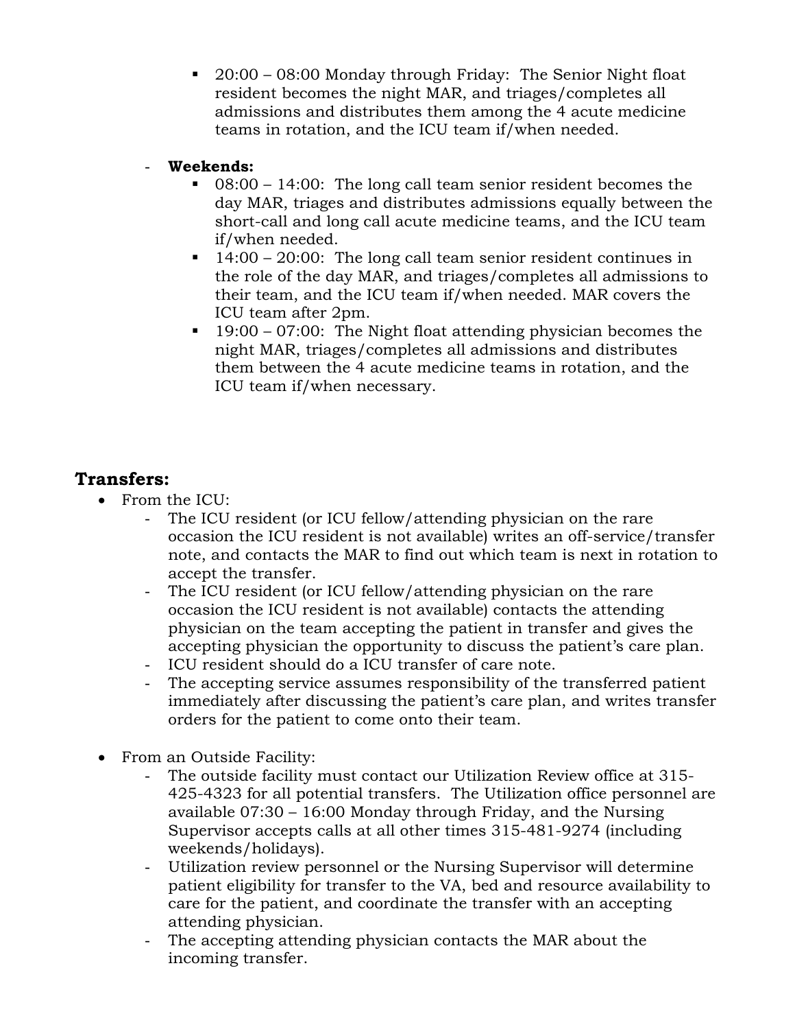- 20:00 – 08:00 Monday through Friday: The Senior Night float resident becomes the night MAR, and triages/completes all admissions and distributes them among the 4 acute medicine teams in rotation, and the ICU team if/when needed.

    - **Weekends:**
        - 08:00 – 14:00: The long call team senior resident becomes the day MAR, triages and distributes admissions equally between the short-call and long call acute medicine teams, and the ICU team if/when needed.
        - 14:00 – 20:00: The long call team senior resident continues in the role of the day MAR, and triages/completes all admissions to their team, and the ICU team if/when needed. MAR covers the ICU team after 2pm.
        - 19:00 – 07:00: The Night float attending physician becomes the night MAR, triages/completes all admissions and distributes them between the 4 acute medicine teams in rotation, and the ICU team if/when necessary.

## Transfers:

- From the ICU:
    - The ICU resident (or ICU fellow/attending physician on the rare occasion the ICU resident is not available) writes an off-service/transfer note, and contacts the MAR to find out which team is next in rotation to accept the transfer.
    - The ICU resident (or ICU fellow/attending physician on the rare occasion the ICU resident is not available) contacts the attending physician on the team accepting the patient in transfer and gives the accepting physician the opportunity to discuss the patient's care plan.
    - ICU resident should do a ICU transfer of care note.
    - The accepting service assumes responsibility of the transferred patient immediately after discussing the patient's care plan, and writes transfer orders for the patient to come onto their team.

- From an Outside Facility:
    - The outside facility must contact our Utilization Review office at 315-425-4323 for all potential transfers. The Utilization office personnel are available 07:30 – 16:00 Monday through Friday, and the Nursing Supervisor accepts calls at all other times 315-481-9274 (including weekends/holidays).
    - Utilization review personnel or the Nursing Supervisor will determine patient eligibility for transfer to the VA, bed and resource availability to care for the patient, and coordinate the transfer with an accepting attending physician.
    - The accepting attending physician contacts the MAR about the incoming transfer.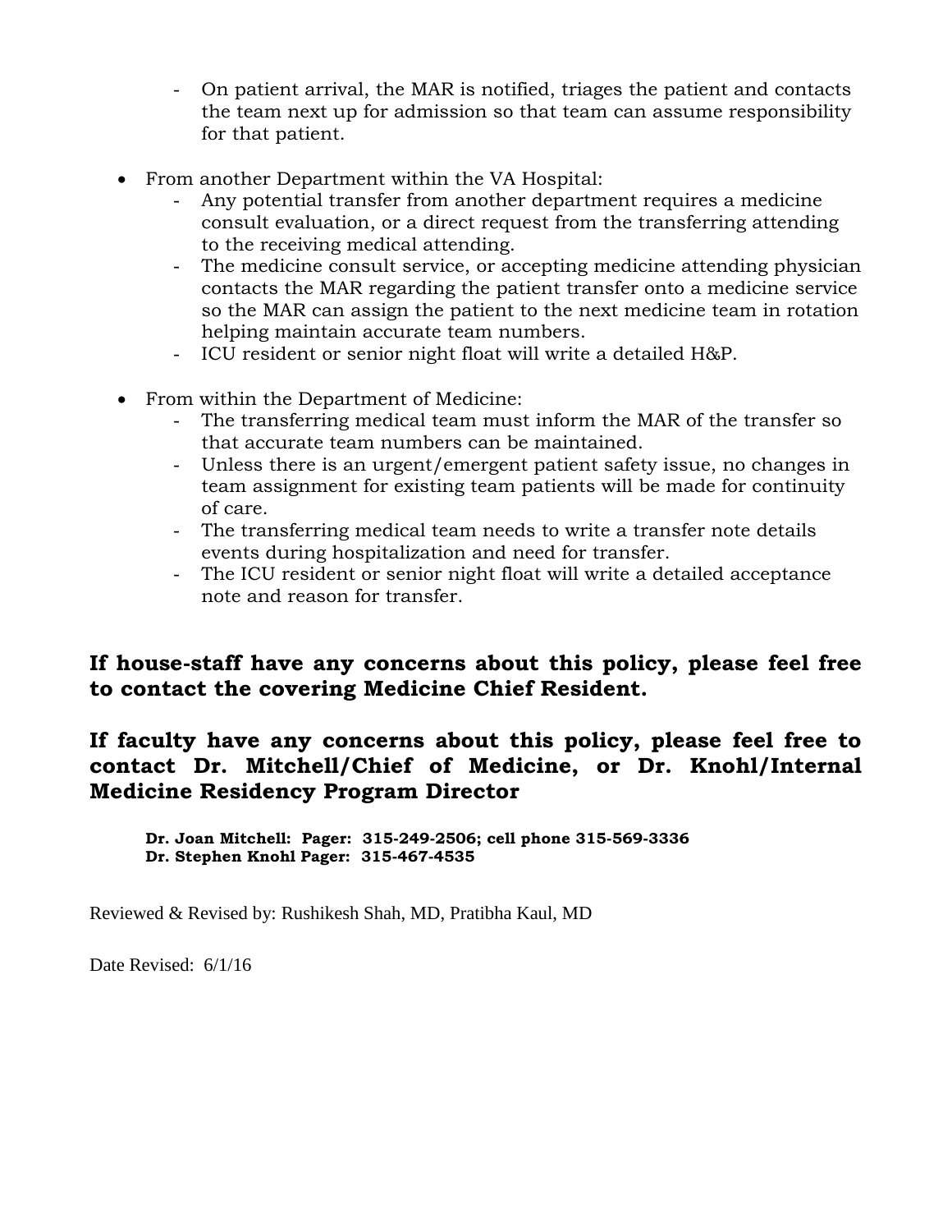- On patient arrival, the MAR is notified, triages the patient and contacts the team next up for admission so that team can assume responsibility for that patient.

- From another Department within the VA Hospital:
  - Any potential transfer from another department requires a medicine consult evaluation, or a direct request from the transferring attending to the receiving medical attending.
  - The medicine consult service, or accepting medicine attending physician contacts the MAR regarding the patient transfer onto a medicine service so the MAR can assign the patient to the next medicine team in rotation helping maintain accurate team numbers.
  - ICU resident or senior night float will write a detailed H&P.

- From within the Department of Medicine:
  - The transferring medical team must inform the MAR of the transfer so that accurate team numbers can be maintained.
  - Unless there is an urgent/emergent patient safety issue, no changes in team assignment for existing team patients will be made for continuity of care.
  - The transferring medical team needs to write a transfer note details events during hospitalization and need for transfer.
  - The ICU resident or senior night float will write a detailed acceptance note and reason for transfer.

**If house-staff have any concerns about this policy, please feel free to contact the covering Medicine Chief Resident.**

**If faculty have any concerns about this policy, please feel free to contact Dr. Mitchell/Chief of Medicine, or Dr. Knohl/Internal Medicine Residency Program Director**

**Dr. Joan Mitchell: Pager: 315-249-2506; cell phone 315-569-3336**
**Dr. Stephen Knohl Pager: 315-467-4535**

Reviewed & Revised by: Rushikesh Shah, MD, Pratibha Kaul, MD

Date Revised: 6/1/16